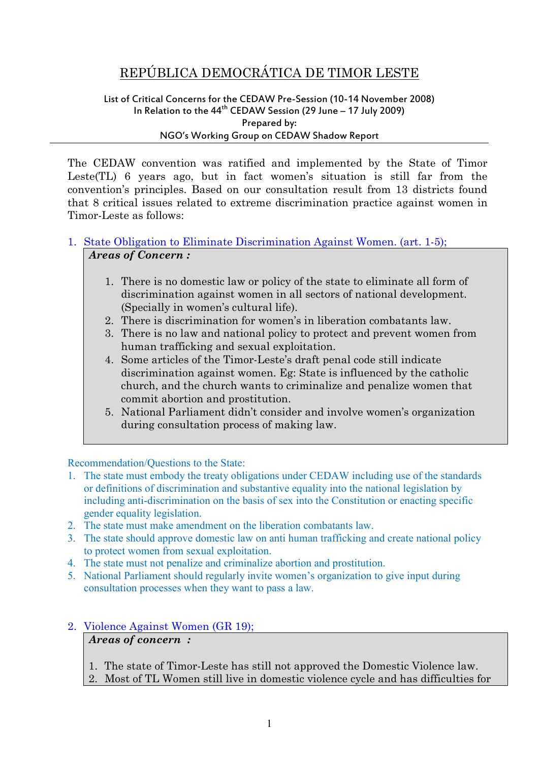# REPÚBLICA DEMOCRÁTICA DE TIMOR LESTE

List of Critical Concerns for the CEDAW Pre-Session (10-14 November 2008)
In Relation to the 44th CEDAW Session (29 June – 17 July 2009)
Prepared by:
NGO's Working Group on CEDAW Shadow Report

---

The CEDAW convention was ratified and implemented by the State of Timor Leste(TL) 6 years ago, but in fact women's situation is still far from the convention's principles. Based on our consultation result from 13 districts found that 8 critical issues related to extreme discrimination practice against women in Timor-Leste as follows:

## 1. State Obligation to Eliminate Discrimination Against Women. (art. 1-5);

***Areas of Concern :***

1. There is no domestic law or policy of the state to eliminate all form of discrimination against women in all sectors of national development. (Specially in women's cultural life).
2. There is discrimination for women's in liberation combatants law.
3. There is no law and national policy to protect and prevent women from human trafficking and sexual exploitation.
4. Some articles of the Timor-Leste's draft penal code still indicate discrimination against women. Eg: State is influenced by the catholic church, and the church wants to criminalize and penalize women that commit abortion and prostitution.
5. National Parliament didn't consider and involve women's organization during consultation process of making law.

Recommendation/Questions to the State:

1. The state must embody the treaty obligations under CEDAW including use of the standards or definitions of discrimination and substantive equality into the national legislation by including anti-discrimination on the basis of sex into the Constitution or enacting specific gender equality legislation.
2. The state must make amendment on the liberation combatants law.
3. The state should approve domestic law on anti human trafficking and create national policy to protect women from sexual exploitation.
4. The state must not penalize and criminalize abortion and prostitution.
5. National Parliament should regularly invite women's organization to give input during consultation processes when they want to pass a law.

## 2. Violence Against Women (GR 19);

***Areas of concern :***

1. The state of Timor-Leste has still not approved the Domestic Violence law.
2. Most of TL Women still live in domestic violence cycle and has difficulties for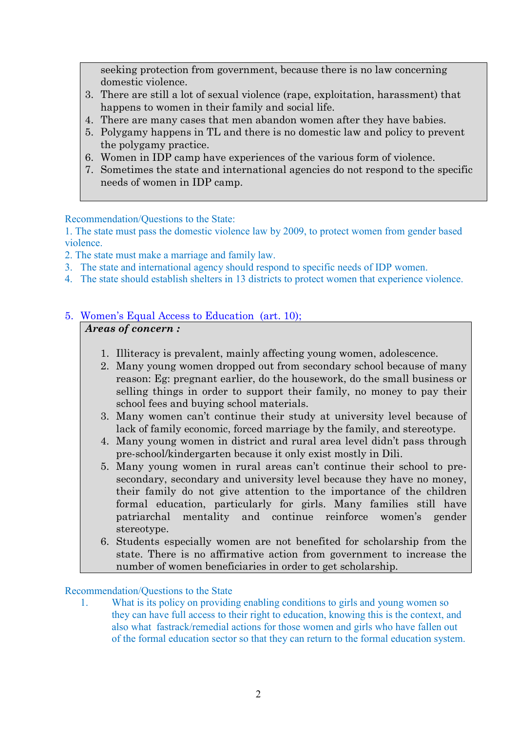seeking protection from government, because there is no law concerning domestic violence.

3. There are still a lot of sexual violence (rape, exploitation, harassment) that happens to women in their family and social life.
4. There are many cases that men abandon women after they have babies.
5. Polygamy happens in TL and there is no domestic law and policy to prevent the polygamy practice.
6. Women in IDP camp have experiences of the various form of violence.
7. Sometimes the state and international agencies do not respond to the specific needs of women in IDP camp.

Recommendation/Questions to the State:

1. The state must pass the domestic violence law by 2009, to protect women from gender based violence.
2. The state must make a marriage and family law.
3. The state and international agency should respond to specific needs of IDP women.
4. The state should establish shelters in 13 districts to protect women that experience violence.

## 5. Women's Equal Access to Education (art. 10);

***Areas of concern :***

1. Illiteracy is prevalent, mainly affecting young women, adolescence.
2. Many young women dropped out from secondary school because of many reason: Eg: pregnant earlier, do the housework, do the small business or selling things in order to support their family, no money to pay their school fees and buying school materials.
3. Many women can't continue their study at university level because of lack of family economic, forced marriage by the family, and stereotype.
4. Many young women in district and rural area level didn't pass through pre-school/kindergarten because it only exist mostly in Dili.
5. Many young women in rural areas can't continue their school to pre-secondary, secondary and university level because they have no money, their family do not give attention to the importance of the children formal education, particularly for girls. Many families still have patriarchal mentality and continue reinforce women's gender stereotype.
6. Students especially women are not benefited for scholarship from the state. There is no affirmative action from government to increase the number of women beneficiaries in order to get scholarship.

Recommendation/Questions to the State

1. What is its policy on providing enabling conditions to girls and young women so they can have full access to their right to education, knowing this is the context, and also what fastrack/remedial actions for those women and girls who have fallen out of the formal education sector so that they can return to the formal education system.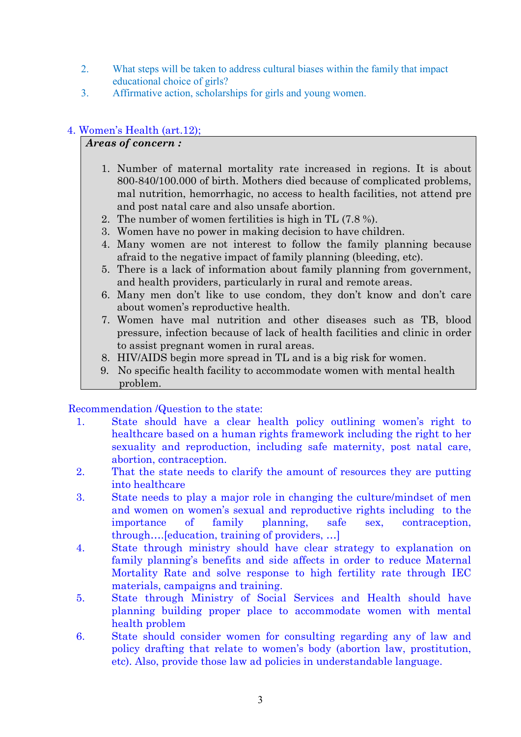2. What steps will be taken to address cultural biases within the family that impact educational choice of girls?
3. Affirmative action, scholarships for girls and young women.

## 4. Women's Health (art.12);

***Areas of concern :***

1. Number of maternal mortality rate increased in regions. It is about 800-840/100.000 of birth. Mothers died because of complicated problems, mal nutrition, hemorrhagic, no access to health facilities, not attend pre and post natal care and also unsafe abortion.
2. The number of women fertilities is high in TL (7.8 %).
3. Women have no power in making decision to have children.
4. Many women are not interest to follow the family planning because afraid to the negative impact of family planning (bleeding, etc).
5. There is a lack of information about family planning from government, and health providers, particularly in rural and remote areas.
6. Many men don't like to use condom, they don't know and don't care about women's reproductive health.
7. Women have mal nutrition and other diseases such as TB, blood pressure, infection because of lack of health facilities and clinic in order to assist pregnant women in rural areas.
8. HIV/AIDS begin more spread in TL and is a big risk for women.
9. No specific health facility to accommodate women with mental health problem.

Recommendation /Question to the state:

1. State should have a clear health policy outlining women's right to healthcare based on a human rights framework including the right to her sexuality and reproduction, including safe maternity, post natal care, abortion, contraception.
2. That the state needs to clarify the amount of resources they are putting into healthcare
3. State needs to play a major role in changing the culture/mindset of men and women on women's sexual and reproductive rights including to the importance of family planning, safe sex, contraception, through….[education, training of providers, …]
4. State through ministry should have clear strategy to explanation on family planning's benefits and side affects in order to reduce Maternal Mortality Rate and solve response to high fertility rate through IEC materials, campaigns and training.
5. State through Ministry of Social Services and Health should have planning building proper place to accommodate women with mental health problem
6. State should consider women for consulting regarding any of law and policy drafting that relate to women's body (abortion law, prostitution, etc). Also, provide those law ad policies in understandable language.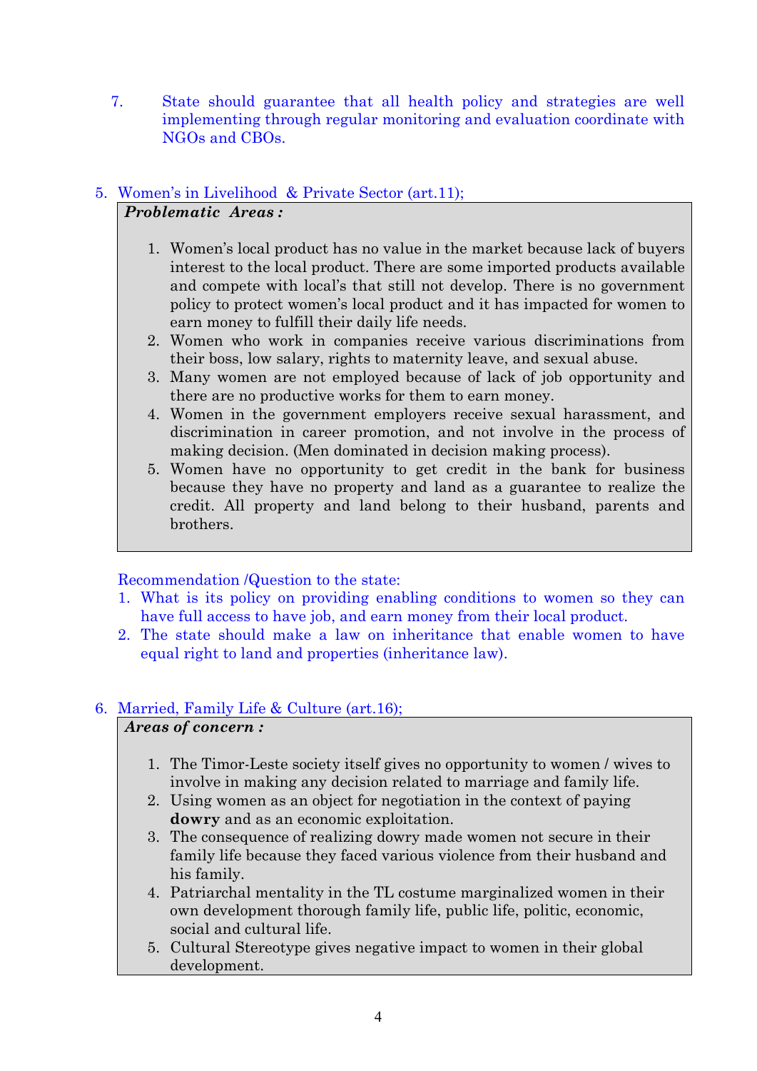7. State should guarantee that all health policy and strategies are well implementing through regular monitoring and evaluation coordinate with NGOs and CBOs.

5. Women's in Livelihood & Private Sector (art.11);

***Problematic Areas :***

1. Women's local product has no value in the market because lack of buyers interest to the local product. There are some imported products available and compete with local's that still not develop. There is no government policy to protect women's local product and it has impacted for women to earn money to fulfill their daily life needs.
2. Women who work in companies receive various discriminations from their boss, low salary, rights to maternity leave, and sexual abuse.
3. Many women are not employed because of lack of job opportunity and there are no productive works for them to earn money.
4. Women in the government employers receive sexual harassment, and discrimination in career promotion, and not involve in the process of making decision. (Men dominated in decision making process).
5. Women have no opportunity to get credit in the bank for business because they have no property and land as a guarantee to realize the credit. All property and land belong to their husband, parents and brothers.

Recommendation /Question to the state:

1. What is its policy on providing enabling conditions to women so they can have full access to have job, and earn money from their local product.
2. The state should make a law on inheritance that enable women to have equal right to land and properties (inheritance law).

6. Married, Family Life & Culture (art.16);

***Areas of concern :***

1. The Timor-Leste society itself gives no opportunity to women / wives to involve in making any decision related to marriage and family life.
2. Using women as an object for negotiation in the context of paying **dowry** and as an economic exploitation.
3. The consequence of realizing dowry made women not secure in their family life because they faced various violence from their husband and his family.
4. Patriarchal mentality in the TL costume marginalized women in their own development thorough family life, public life, politic, economic, social and cultural life.
5. Cultural Stereotype gives negative impact to women in their global development.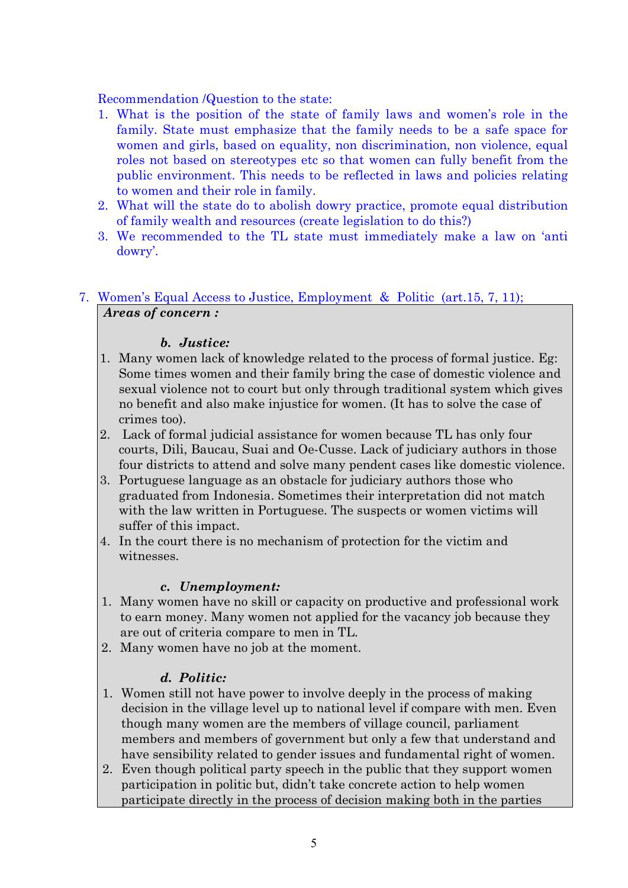Recommendation /Question to the state:

1. What is the position of the state of family laws and women's role in the family. State must emphasize that the family needs to be a safe space for women and girls, based on equality, non discrimination, non violence, equal roles not based on stereotypes etc so that women can fully benefit from the public environment. This needs to be reflected in laws and policies relating to women and their role in family.
2. What will the state do to abolish dowry practice, promote equal distribution of family wealth and resources (create legislation to do this?)
3. We recommended to the TL state must immediately make a law on 'anti dowry'.

7. Women's Equal Access to Justice, Employment & Politic (art.15, 7, 11);

***Areas of concern :***

***b. Justice:***

1. Many women lack of knowledge related to the process of formal justice. Eg: Some times women and their family bring the case of domestic violence and sexual violence not to court but only through traditional system which gives no benefit and also make injustice for women. (It has to solve the case of crimes too).
2. Lack of formal judicial assistance for women because TL has only four courts, Dili, Baucau, Suai and Oe-Cusse. Lack of judiciary authors in those four districts to attend and solve many pendent cases like domestic violence.
3. Portuguese language as an obstacle for judiciary authors those who graduated from Indonesia. Sometimes their interpretation did not match with the law written in Portuguese. The suspects or women victims will suffer of this impact.
4. In the court there is no mechanism of protection for the victim and witnesses.

***c. Unemployment:***

1. Many women have no skill or capacity on productive and professional work to earn money. Many women not applied for the vacancy job because they are out of criteria compare to men in TL.
2. Many women have no job at the moment.

***d. Politic:***

1. Women still not have power to involve deeply in the process of making decision in the village level up to national level if compare with men. Even though many women are the members of village council, parliament members and members of government but only a few that understand and have sensibility related to gender issues and fundamental right of women.
2. Even though political party speech in the public that they support women participation in politic but, didn't take concrete action to help women participate directly in the process of decision making both in the parties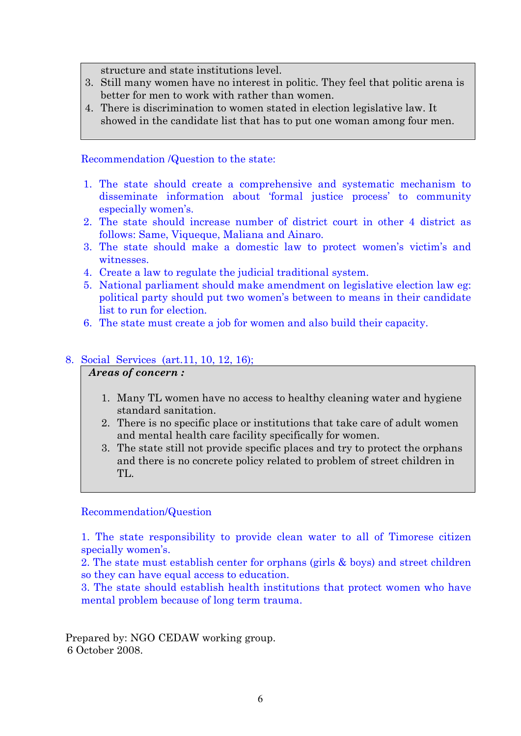structure and state institutions level.

3. Still many women have no interest in politic. They feel that politic arena is better for men to work with rather than women.
4. There is discrimination to women stated in election legislative law. It showed in the candidate list that has to put one woman among four men.

Recommendation /Question to the state:

1. The state should create a comprehensive and systematic mechanism to disseminate information about 'formal justice process' to community especially women's.
2. The state should increase number of district court in other 4 district as follows: Same, Viqueque, Maliana and Ainaro.
3. The state should make a domestic law to protect women's victim's and witnesses.
4. Create a law to regulate the judicial traditional system.
5. National parliament should make amendment on legislative election law eg: political party should put two women's between to means in their candidate list to run for election.
6. The state must create a job for women and also build their capacity.

8. Social Services (art.11, 10, 12, 16);

***Areas of concern :***

1. Many TL women have no access to healthy cleaning water and hygiene standard sanitation.
2. There is no specific place or institutions that take care of adult women and mental health care facility specifically for women.
3. The state still not provide specific places and try to protect the orphans and there is no concrete policy related to problem of street children in TL.

Recommendation/Question

1. The state responsibility to provide clean water to all of Timorese citizen specially women's.
2. The state must establish center for orphans (girls & boys) and street children so they can have equal access to education.
3. The state should establish health institutions that protect women who have mental problem because of long term trauma.

Prepared by: NGO CEDAW working group.
6 October 2008.